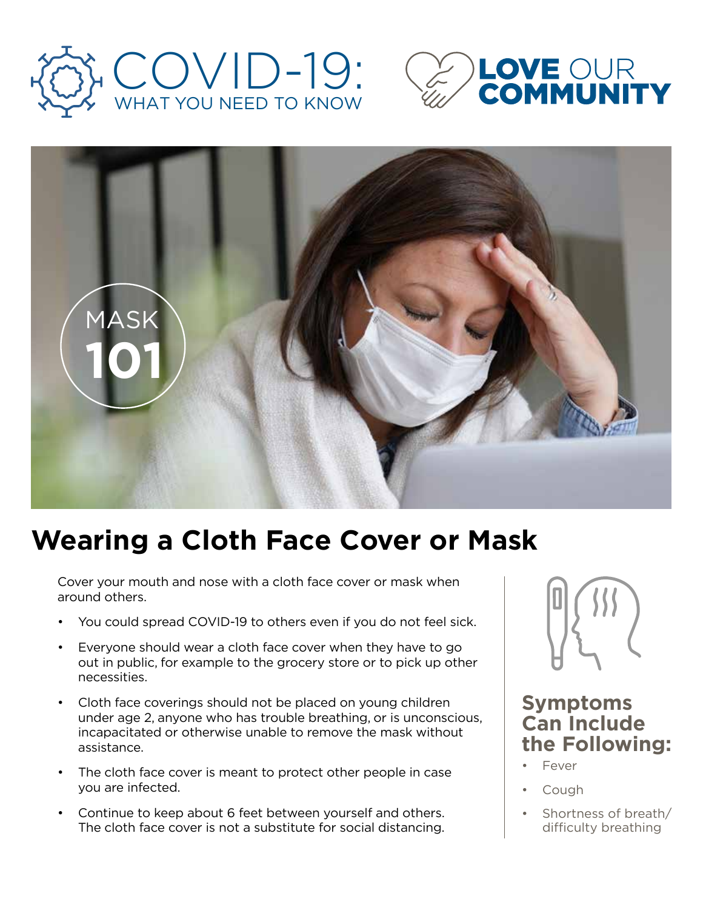# COVID-19: WHAT YOU NEED TO KNOW

**LOVE OUR COMMUNITY**

MASK **101**

## Wearing a Cloth Face Cover or Mask

Cover your mouth and nose with a cloth face cover or mask when around others.

- You could spread COVID-19 to others even if you do not feel sick.
- Everyone should wear a cloth face cover when they have to go out in public, for example to the grocery store or to pick up other necessities.
- Cloth face coverings should not be placed on young children under age 2, anyone who has trouble breathing, or is unconscious, incapacitated or otherwise unable to remove the mask without assistance.
- The cloth face cover is meant to protect other people in case you are infected.
- Continue to keep about 6 feet between yourself and others. The cloth face cover is not a substitute for social distancing.

### Symptoms Can Include the Following:

- Fever
- Cough
- Shortness of breath/ difficulty breathing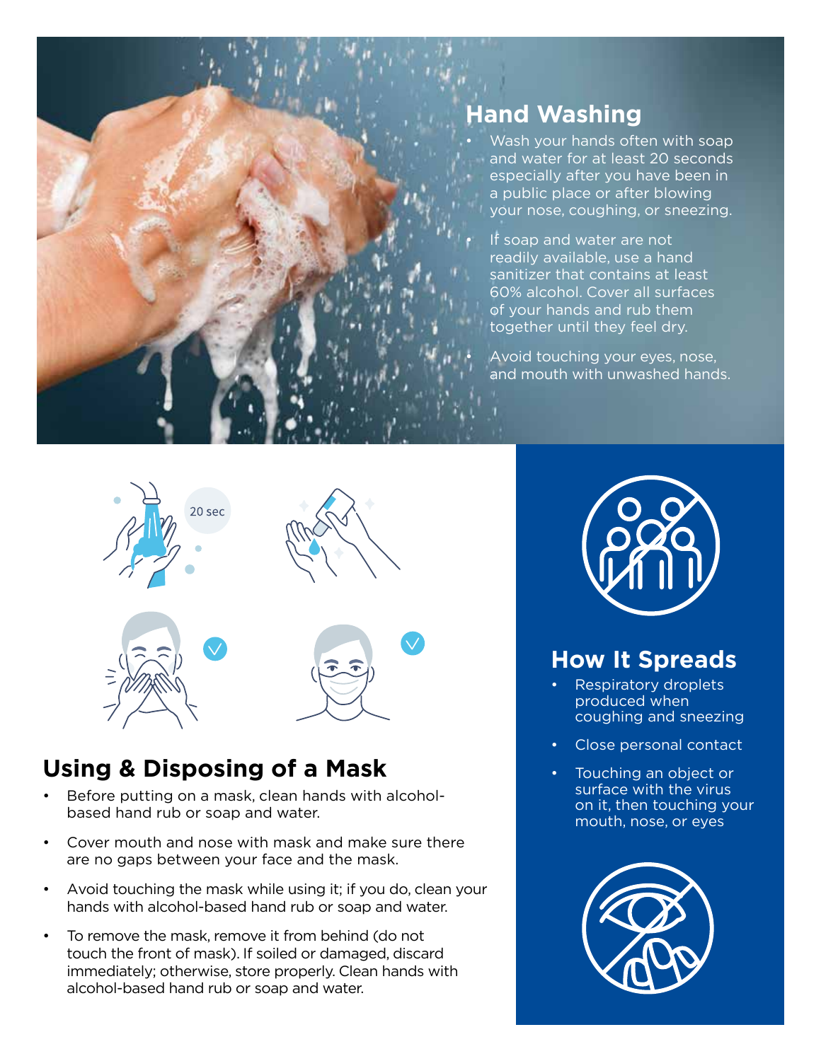## Hand Washing

- Wash your hands often with soap and water for at least 20 seconds especially after you have been in a public place or after blowing your nose, coughing, or sneezing.
- If soap and water are not readily available, use a hand sanitizer that contains at least 60% alcohol. Cover all surfaces of your hands and rub them together until they feel dry.
- Avoid touching your eyes, nose, and mouth with unwashed hands.

20 sec

## Using & Disposing of a Mask

- Before putting on a mask, clean hands with alcohol-based hand rub or soap and water.
- Cover mouth and nose with mask and make sure there are no gaps between your face and the mask.
- Avoid touching the mask while using it; if you do, clean your hands with alcohol-based hand rub or soap and water.
- To remove the mask, remove it from behind (do not touch the front of mask). If soiled or damaged, discard immediately; otherwise, store properly. Clean hands with alcohol-based hand rub or soap and water.

## How It Spreads

- Respiratory droplets produced when coughing and sneezing
- Close personal contact
- Touching an object or surface with the virus on it, then touching your mouth, nose, or eyes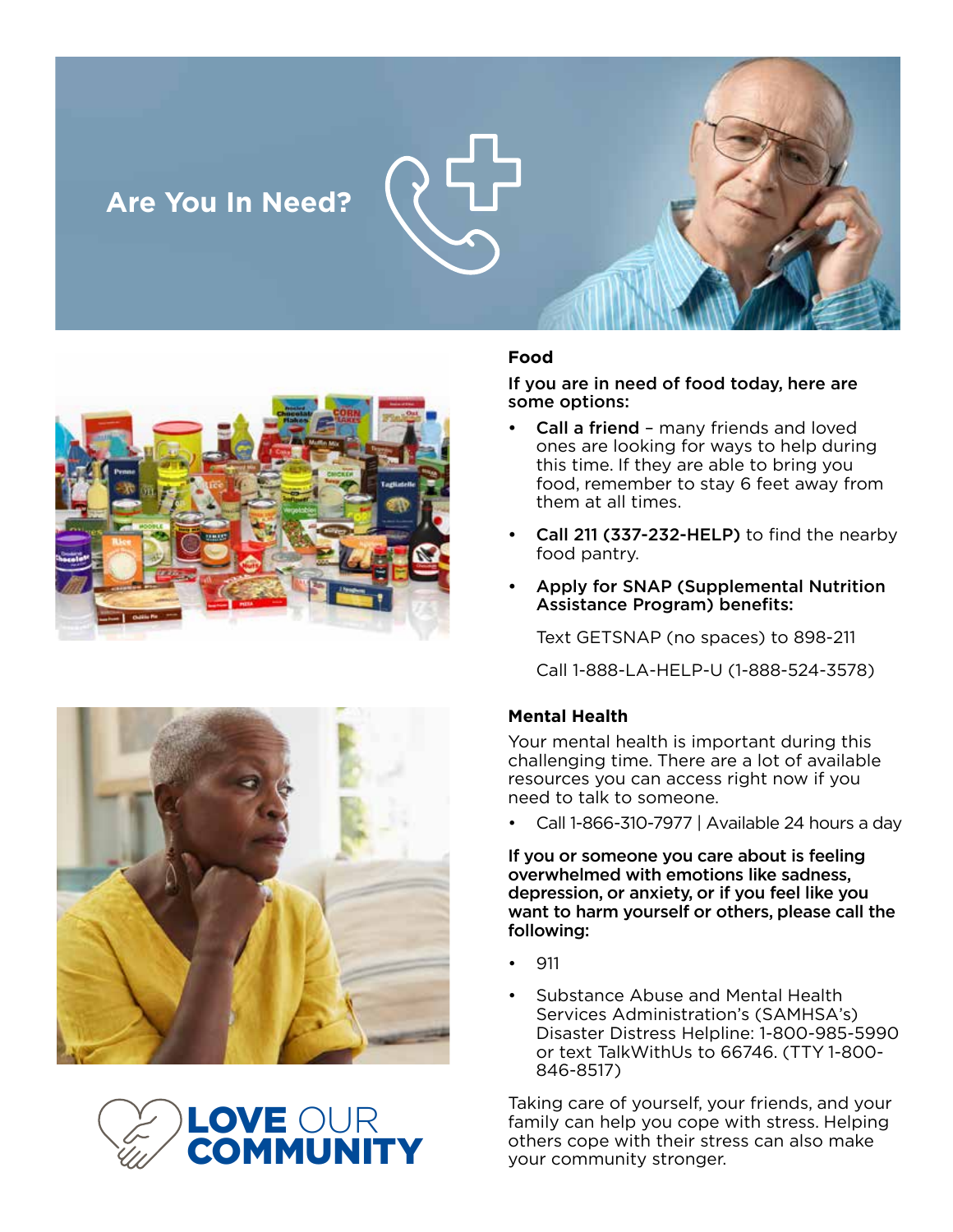# Are You In Need?

## Food

**If you are in need of food today, here are some options:**

- **Call a friend** – many friends and loved ones are looking for ways to help during this time. If they are able to bring you food, remember to stay 6 feet away from them at all times.
- **Call 211 (337-232-HELP)** to find the nearby food pantry.
- **Apply for SNAP (Supplemental Nutrition Assistance Program) benefits:**

  Text GETSNAP (no spaces) to 898-211

  Call 1-888-LA-HELP-U (1-888-524-3578)

## Mental Health

Your mental health is important during this challenging time. There are a lot of available resources you can access right now if you need to talk to someone.

- Call 1-866-310-7977 | Available 24 hours a day

**If you or someone you care about is feeling overwhelmed with emotions like sadness, depression, or anxiety, or if you feel like you want to harm yourself or others, please call the following:**

- 911
- Substance Abuse and Mental Health Services Administration's (SAMHSA's) Disaster Distress Helpline: 1-800-985-5990 or text TalkWithUs to 66746. (TTY 1-800-846-8517)

Taking care of yourself, your friends, and your family can help you cope with stress. Helping others cope with their stress can also make your community stronger.

**LOVE** OUR **COMMUNITY**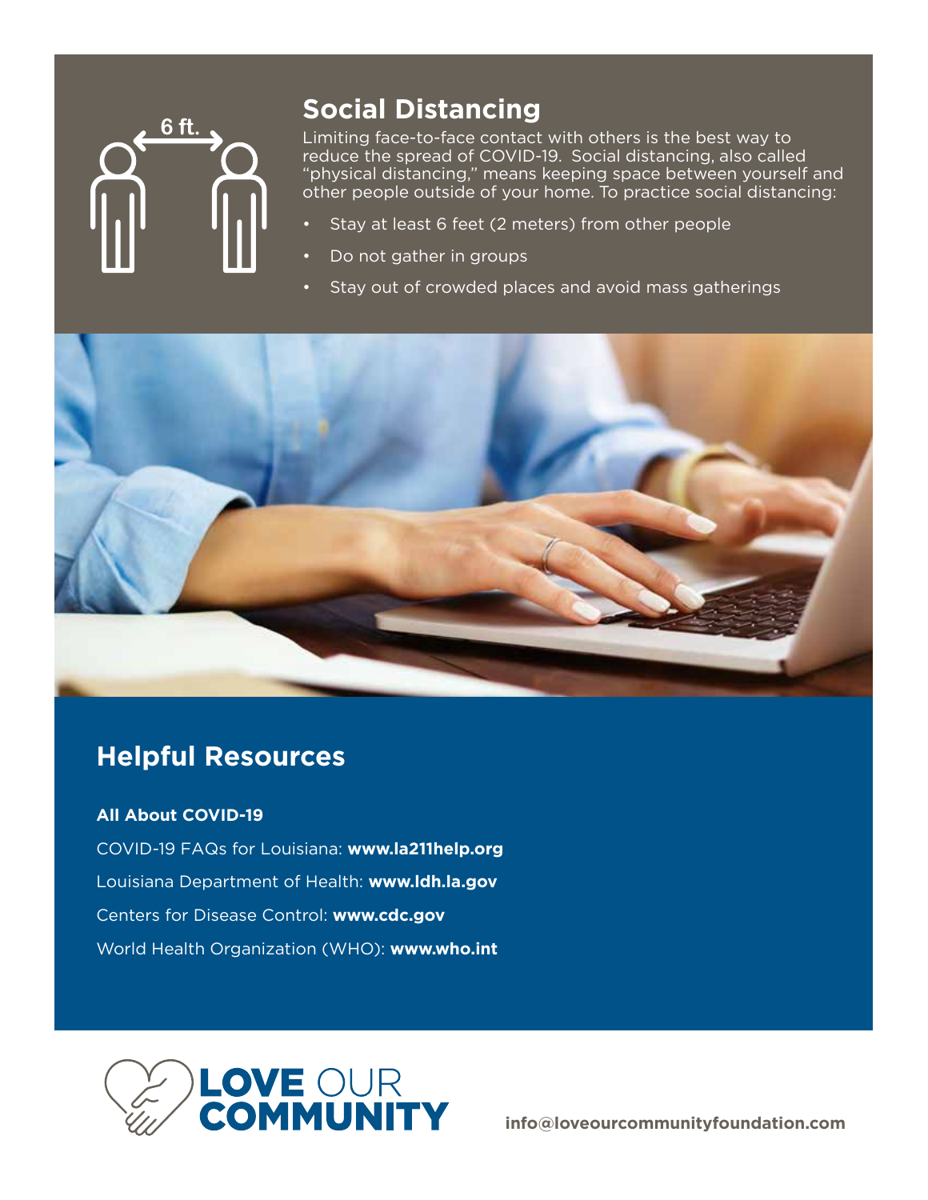## Social Distancing

Limiting face-to-face contact with others is the best way to reduce the spread of COVID-19. Social distancing, also called "physical distancing," means keeping space between yourself and other people outside of your home. To practice social distancing:

- Stay at least 6 feet (2 meters) from other people
- Do not gather in groups
- Stay out of crowded places and avoid mass gatherings

## Helpful Resources

**All About COVID-19**

COVID-19 FAQs for Louisiana: **www.la211help.org**

Louisiana Department of Health: **www.ldh.la.gov**

Centers for Disease Control: **www.cdc.gov**

World Health Organization (WHO): **www.who.int**

**LOVE** OUR **COMMUNITY**

**info@loveourcommunityfoundation.com**